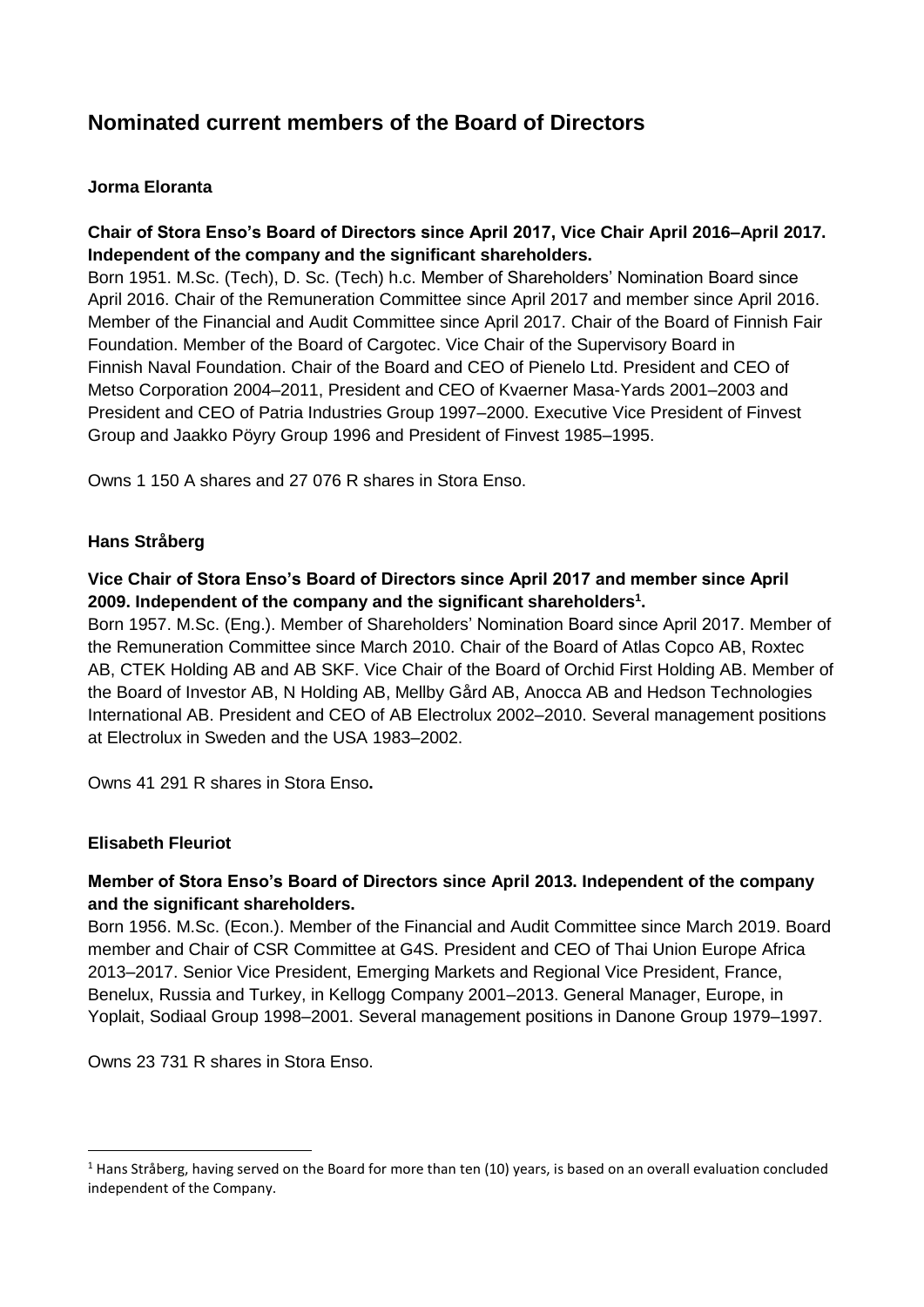# Nominated current members of the Board of Directors

**Jorma Eloranta**

**Chair of Stora Enso's Board of Directors since April 2017, Vice Chair April 2016–April 2017. Independent of the company and the significant shareholders.**

Born 1951. M.Sc. (Tech), D. Sc. (Tech) h.c. Member of Shareholders' Nomination Board since April 2016. Chair of the Remuneration Committee since April 2017 and member since April 2016. Member of the Financial and Audit Committee since April 2017. Chair of the Board of Finnish Fair Foundation. Member of the Board of Cargotec. Vice Chair of the Supervisory Board in Finnish Naval Foundation. Chair of the Board and CEO of Pienelo Ltd. President and CEO of Metso Corporation 2004–2011, President and CEO of Kvaerner Masa-Yards 2001–2003 and President and CEO of Patria Industries Group 1997–2000. Executive Vice President of Finvest Group and Jaakko Pöyry Group 1996 and President of Finvest 1985–1995.

Owns 1 150 A shares and 27 076 R shares in Stora Enso.

**Hans Stråberg**

**Vice Chair of Stora Enso's Board of Directors since April 2017 and member since April 2009. Independent of the company and the significant shareholders[1].**

Born 1957. M.Sc. (Eng.). Member of Shareholders' Nomination Board since April 2017. Member of the Remuneration Committee since March 2010. Chair of the Board of Atlas Copco AB, Roxtec AB, CTEK Holding AB and AB SKF. Vice Chair of the Board of Orchid First Holding AB. Member of the Board of Investor AB, N Holding AB, Mellby Gård AB, Anocca AB and Hedson Technologies International AB. President and CEO of AB Electrolux 2002–2010. Several management positions at Electrolux in Sweden and the USA 1983–2002.

Owns 41 291 R shares in Stora Enso**.**

**Elisabeth Fleuriot**

**Member of Stora Enso's Board of Directors since April 2013. Independent of the company and the significant shareholders.**

Born 1956. M.Sc. (Econ.). Member of the Financial and Audit Committee since March 2019. Board member and Chair of CSR Committee at G4S. President and CEO of Thai Union Europe Africa 2013–2017. Senior Vice President, Emerging Markets and Regional Vice President, France, Benelux, Russia and Turkey, in Kellogg Company 2001–2013. General Manager, Europe, in Yoplait, Sodiaal Group 1998–2001. Several management positions in Danone Group 1979–1997.

Owns 23 731 R shares in Stora Enso.

---

[1] Hans Stråberg, having served on the Board for more than ten (10) years, is based on an overall evaluation concluded independent of the Company.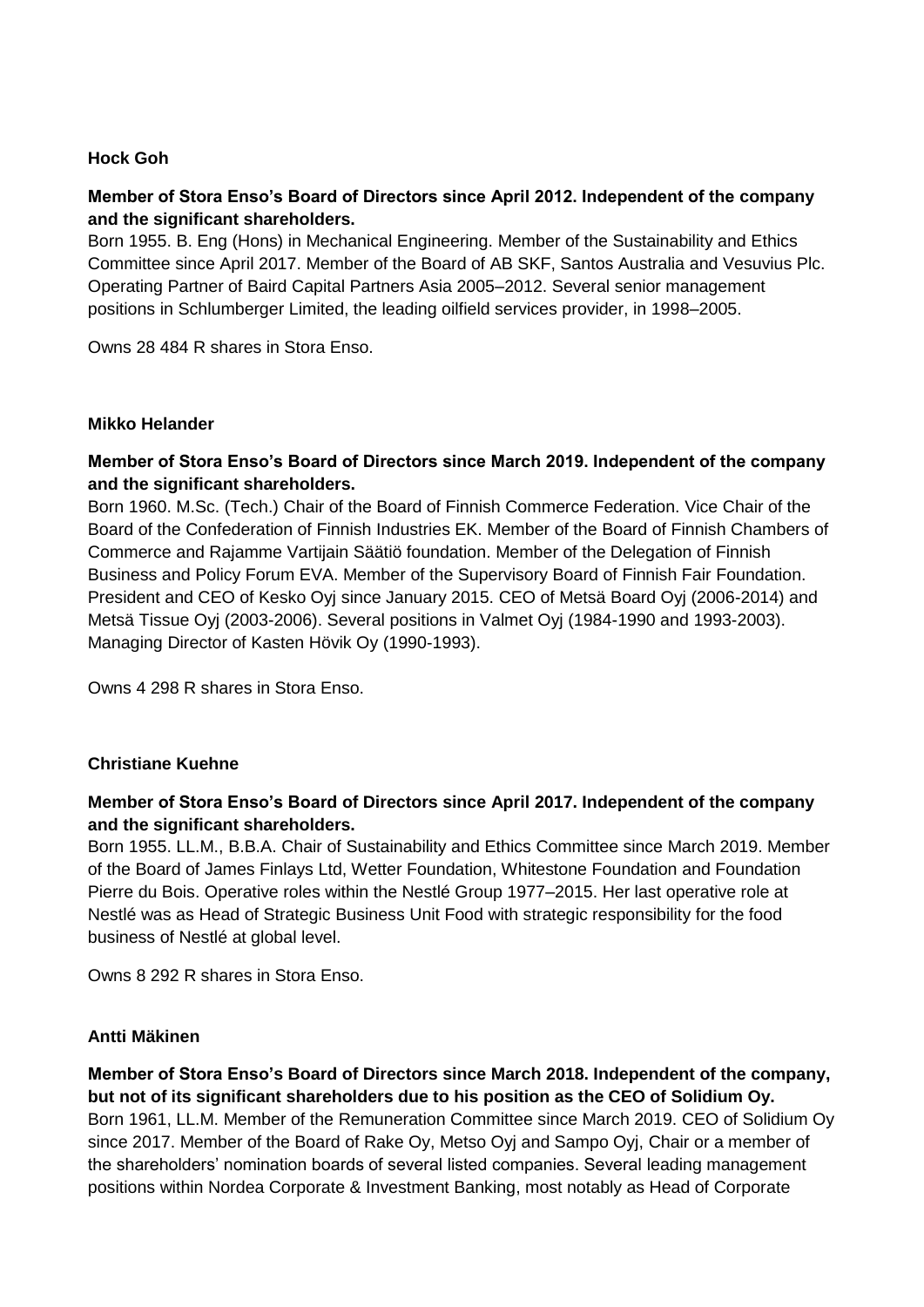**Hock Goh**

**Member of Stora Enso's Board of Directors since April 2012. Independent of the company and the significant shareholders.**
Born 1955. B. Eng (Hons) in Mechanical Engineering. Member of the Sustainability and Ethics Committee since April 2017. Member of the Board of AB SKF, Santos Australia and Vesuvius Plc. Operating Partner of Baird Capital Partners Asia 2005–2012. Several senior management positions in Schlumberger Limited, the leading oilfield services provider, in 1998–2005.

Owns 28 484 R shares in Stora Enso.

**Mikko Helander**

**Member of Stora Enso's Board of Directors since March 2019. Independent of the company and the significant shareholders.**
Born 1960. M.Sc. (Tech.) Chair of the Board of Finnish Commerce Federation. Vice Chair of the Board of the Confederation of Finnish Industries EK. Member of the Board of Finnish Chambers of Commerce and Rajamme Vartijain Säätiö foundation. Member of the Delegation of Finnish Business and Policy Forum EVA. Member of the Supervisory Board of Finnish Fair Foundation. President and CEO of Kesko Oyj since January 2015. CEO of Metsä Board Oyj (2006-2014) and Metsä Tissue Oyj (2003-2006). Several positions in Valmet Oyj (1984-1990 and 1993-2003). Managing Director of Kasten Hövik Oy (1990-1993).

Owns 4 298 R shares in Stora Enso.

**Christiane Kuehne**

**Member of Stora Enso's Board of Directors since April 2017. Independent of the company and the significant shareholders.**
Born 1955. LL.M., B.B.A. Chair of Sustainability and Ethics Committee since March 2019. Member of the Board of James Finlays Ltd, Wetter Foundation, Whitestone Foundation and Foundation Pierre du Bois. Operative roles within the Nestlé Group 1977–2015. Her last operative role at Nestlé was as Head of Strategic Business Unit Food with strategic responsibility for the food business of Nestlé at global level.

Owns 8 292 R shares in Stora Enso.

**Antti Mäkinen**

**Member of Stora Enso's Board of Directors since March 2018. Independent of the company, but not of its significant shareholders due to his position as the CEO of Solidium Oy.**
Born 1961, LL.M. Member of the Remuneration Committee since March 2019. CEO of Solidium Oy since 2017. Member of the Board of Rake Oy, Metso Oyj and Sampo Oyj, Chair or a member of the shareholders' nomination boards of several listed companies. Several leading management positions within Nordea Corporate & Investment Banking, most notably as Head of Corporate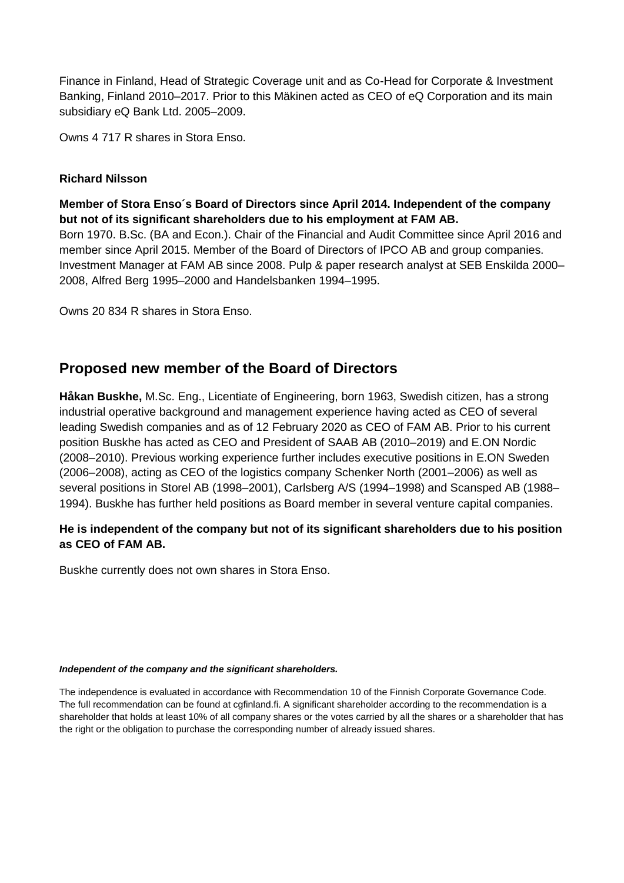Finance in Finland, Head of Strategic Coverage unit and as Co-Head for Corporate & Investment Banking, Finland 2010–2017. Prior to this Mäkinen acted as CEO of eQ Corporation and its main subsidiary eQ Bank Ltd. 2005–2009.

Owns 4 717 R shares in Stora Enso.

**Richard Nilsson**

**Member of Stora Enso´s Board of Directors since April 2014. Independent of the company but not of its significant shareholders due to his employment at FAM AB.**
Born 1970. B.Sc. (BA and Econ.). Chair of the Financial and Audit Committee since April 2016 and member since April 2015. Member of the Board of Directors of IPCO AB and group companies. Investment Manager at FAM AB since 2008. Pulp & paper research analyst at SEB Enskilda 2000–2008, Alfred Berg 1995–2000 and Handelsbanken 1994–1995.

Owns 20 834 R shares in Stora Enso.

## Proposed new member of the Board of Directors

**Håkan Buskhe,** M.Sc. Eng., Licentiate of Engineering, born 1963, Swedish citizen, has a strong industrial operative background and management experience having acted as CEO of several leading Swedish companies and as of 12 February 2020 as CEO of FAM AB. Prior to his current position Buskhe has acted as CEO and President of SAAB AB (2010–2019) and E.ON Nordic (2008–2010). Previous working experience further includes executive positions in E.ON Sweden (2006–2008), acting as CEO of the logistics company Schenker North (2001–2006) as well as several positions in Storel AB (1998–2001), Carlsberg A/S (1994–1998) and Scansped AB (1988–1994). Buskhe has further held positions as Board member in several venture capital companies.

**He is independent of the company but not of its significant shareholders due to his position as CEO of FAM AB.**

Buskhe currently does not own shares in Stora Enso.

***Independent of the company and the significant shareholders.***

The independence is evaluated in accordance with Recommendation 10 of the Finnish Corporate Governance Code. The full recommendation can be found at cgfinland.fi. A significant shareholder according to the recommendation is a shareholder that holds at least 10% of all company shares or the votes carried by all the shares or a shareholder that has the right or the obligation to purchase the corresponding number of already issued shares.